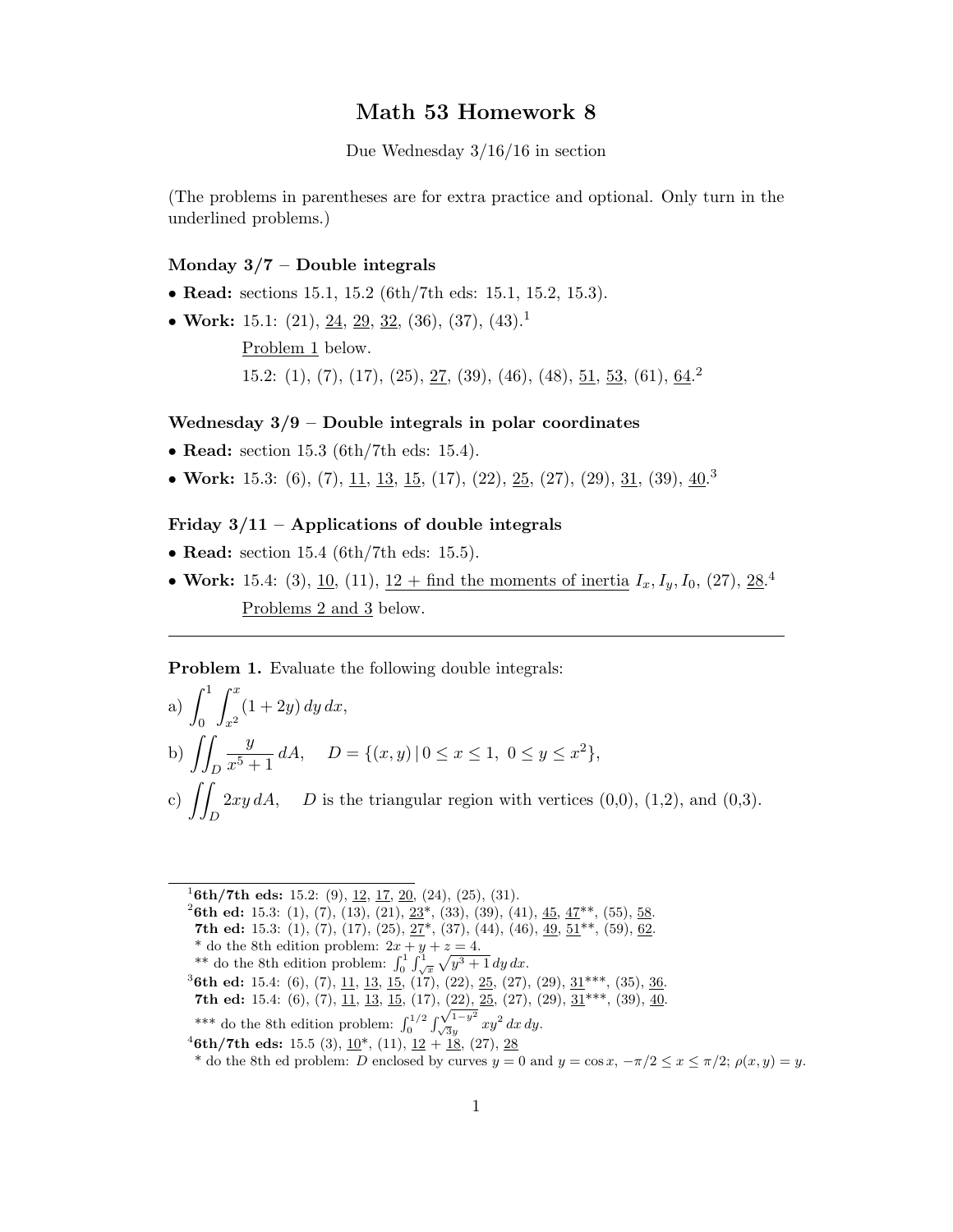# Math 53 Homework 8

Due Wednesday 3/16/16 in section

(The problems in parentheses are for extra practice and optional. Only turn in the underlined problems.)

### Monday 3/7 – Double integrals

- **Read:** sections 15.1, 15.2 (6th/7th eds: 15.1, 15.2, 15.3).
- **Work:** 15.1: (21), 24, 29, 32, (36), (37), (43).[1]

  Problem 1 below.

  15.2: (1), (7), (17), (25), 27, (39), (46), (48), 51, 53, (61), 64.[2]

### Wednesday 3/9 – Double integrals in polar coordinates

- **Read:** section 15.3 (6th/7th eds: 15.4).
- **Work:** 15.3: (6), (7), 11, 13, 15, (17), (22), 25, (27), (29), 31, (39), 40.[3]

### Friday 3/11 – Applications of double integrals

- **Read:** section 15.4 (6th/7th eds: 15.5).
- **Work:** 15.4: (3), 10, (11), 12 + find the moments of inertia $I_x, I_y, I_0$, (27), 28.[4]

  Problems 2 and 3 below.

---

**Problem 1.** Evaluate the following double integrals:

a) $\displaystyle\int_0^1 \int_{x^2}^{x} (1 + 2y)\, dy\, dx,$

b) $\displaystyle\iint_D \frac{y}{x^5 + 1}\, dA, \quad D = \{(x, y) \,|\, 0 \le x \le 1,\ 0 \le y \le x^2\},$

c) $\displaystyle\iint_D 2xy\, dA, \quad D$ is the triangular region with vertices (0,0), (1,2), and (0,3).

---

[1] **6th/7th eds:** 15.2: (9), 12, 17, 20, (24), (25), (31).

[2] **6th ed:** 15.3: (1), (7), (13), (21), 23*, (33), (39), (41), 45, 47**, (55), 58.
**7th ed:** 15.3: (1), (7), (17), (25), 27*, (37), (44), (46), 49, 51**, (59), 62.
* do the 8th edition problem: $2x + y + z = 4$.
** do the 8th edition problem: $\int_0^1 \int_{\sqrt{x}}^1 \sqrt{y^3 + 1}\, dy\, dx$.

[3] **6th ed:** 15.4: (6), (7), 11, 13, 15, (17), (22), 25, (27), (29), 31***, (35), 36.
**7th ed:** 15.4: (6), (7), 11, 13, 15, (17), (22), 25, (27), (29), 31***, (39), 40.
*** do the 8th edition problem: $\int_0^{1/2} \int_{\sqrt{3}y}^{\sqrt{1-y^2}} xy^2\, dx\, dy$.

[4] **6th/7th eds:** 15.5 (3), 10*, (11), 12 + 18, (27), 28
* do the 8th ed problem: $D$ enclosed by curves $y = 0$ and $y = \cos x$, $-\pi/2 \le x \le \pi/2$; $\rho(x, y) = y$.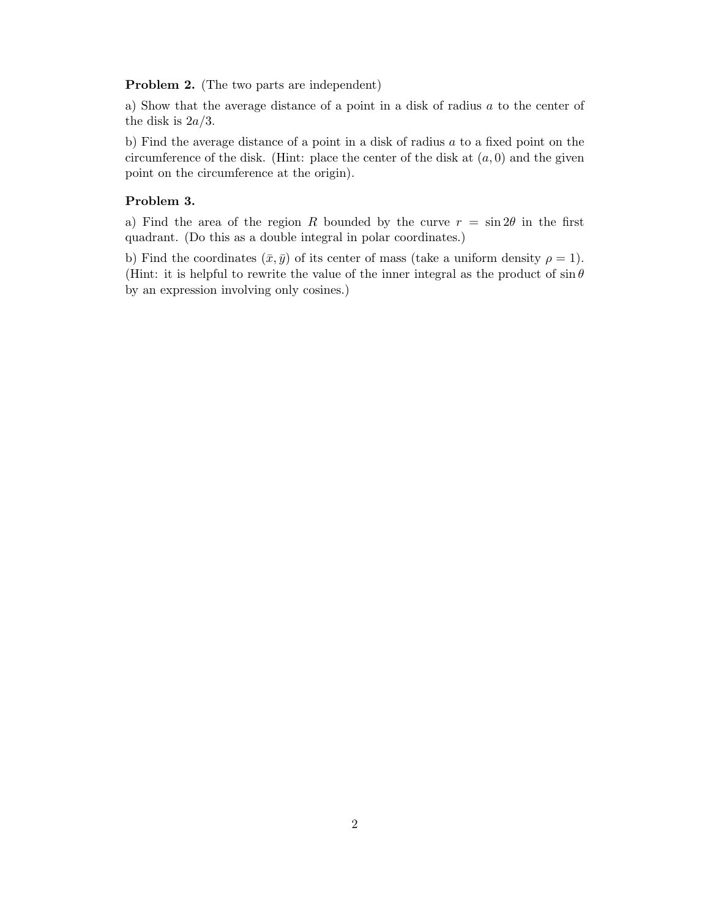**Problem 2.** (The two parts are independent)

a) Show that the average distance of a point in a disk of radius $a$ to the center of the disk is $2a/3$.

b) Find the average distance of a point in a disk of radius $a$ to a fixed point on the circumference of the disk. (Hint: place the center of the disk at $(a, 0)$ and the given point on the circumference at the origin).

**Problem 3.**

a) Find the area of the region $R$ bounded by the curve $r = \sin 2\theta$ in the first quadrant. (Do this as a double integral in polar coordinates.)

b) Find the coordinates $(\bar{x}, \bar{y})$ of its center of mass (take a uniform density $\rho = 1$). (Hint: it is helpful to rewrite the value of the inner integral as the product of $\sin\theta$ by an expression involving only cosines.)